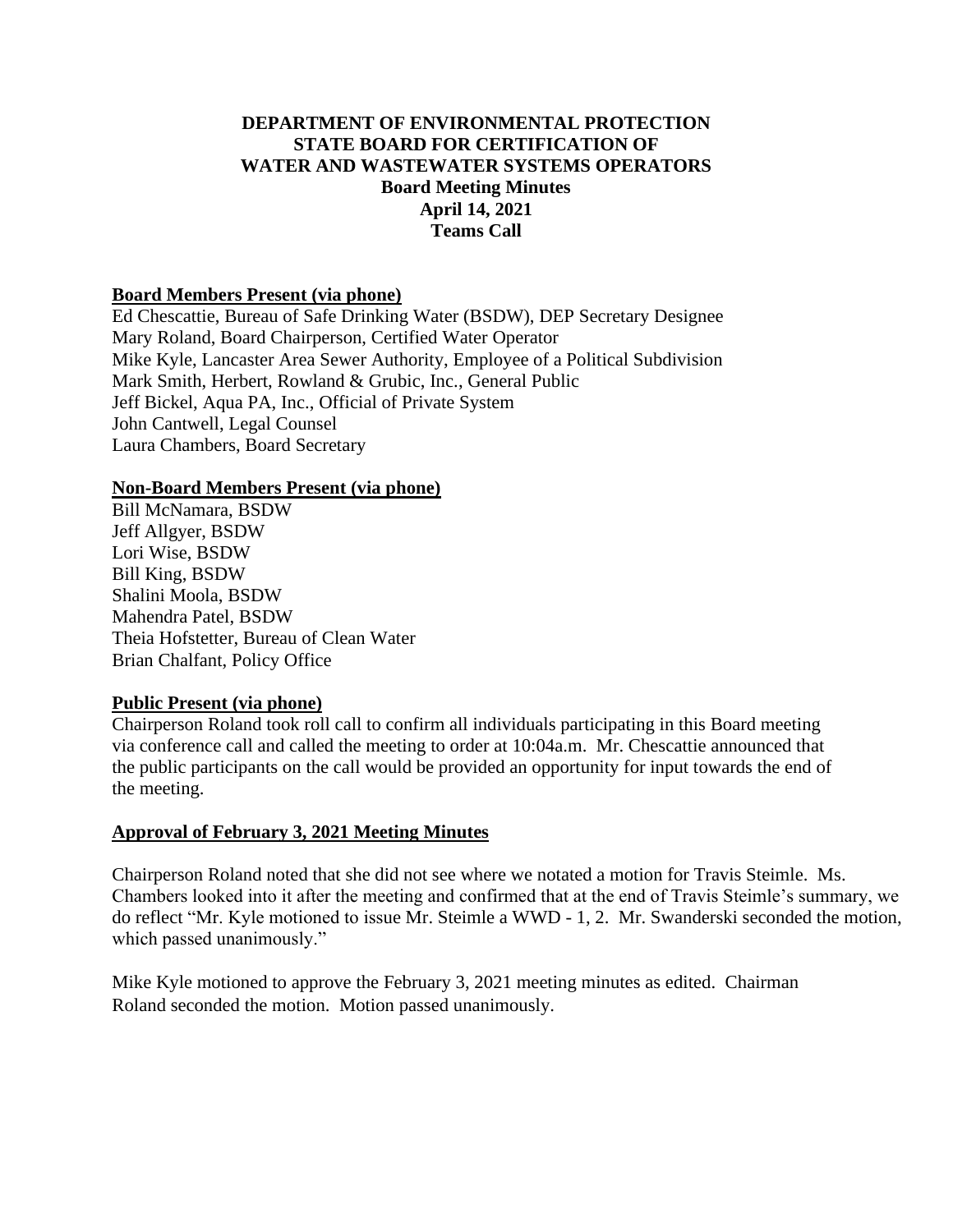# DEPARTMENT OF ENVIRONMENTAL PROTECTION
# STATE BOARD FOR CERTIFICATION OF WATER AND WASTEWATER SYSTEMS OPERATORS
## Board Meeting Minutes
## April 14, 2021
## Teams Call

**Board Members Present (via phone)**

Ed Chescattie, Bureau of Safe Drinking Water (BSDW), DEP Secretary Designee
Mary Roland, Board Chairperson, Certified Water Operator
Mike Kyle, Lancaster Area Sewer Authority, Employee of a Political Subdivision
Mark Smith, Herbert, Rowland & Grubic, Inc., General Public
Jeff Bickel, Aqua PA, Inc., Official of Private System
John Cantwell, Legal Counsel
Laura Chambers, Board Secretary

**Non-Board Members Present (via phone)**

Bill McNamara, BSDW
Jeff Allgyer, BSDW
Lori Wise, BSDW
Bill King, BSDW
Shalini Moola, BSDW
Mahendra Patel, BSDW
Theia Hofstetter, Bureau of Clean Water
Brian Chalfant, Policy Office

**Public Present (via phone)**

Chairperson Roland took roll call to confirm all individuals participating in this Board meeting via conference call and called the meeting to order at 10:04a.m. Mr. Chescattie announced that the public participants on the call would be provided an opportunity for input towards the end of the meeting.

**Approval of February 3, 2021 Meeting Minutes**

Chairperson Roland noted that she did not see where we notated a motion for Travis Steimle. Ms. Chambers looked into it after the meeting and confirmed that at the end of Travis Steimle's summary, we do reflect "Mr. Kyle motioned to issue Mr. Steimle a WWD - 1, 2. Mr. Swanderski seconded the motion, which passed unanimously."

Mike Kyle motioned to approve the February 3, 2021 meeting minutes as edited. Chairman Roland seconded the motion. Motion passed unanimously.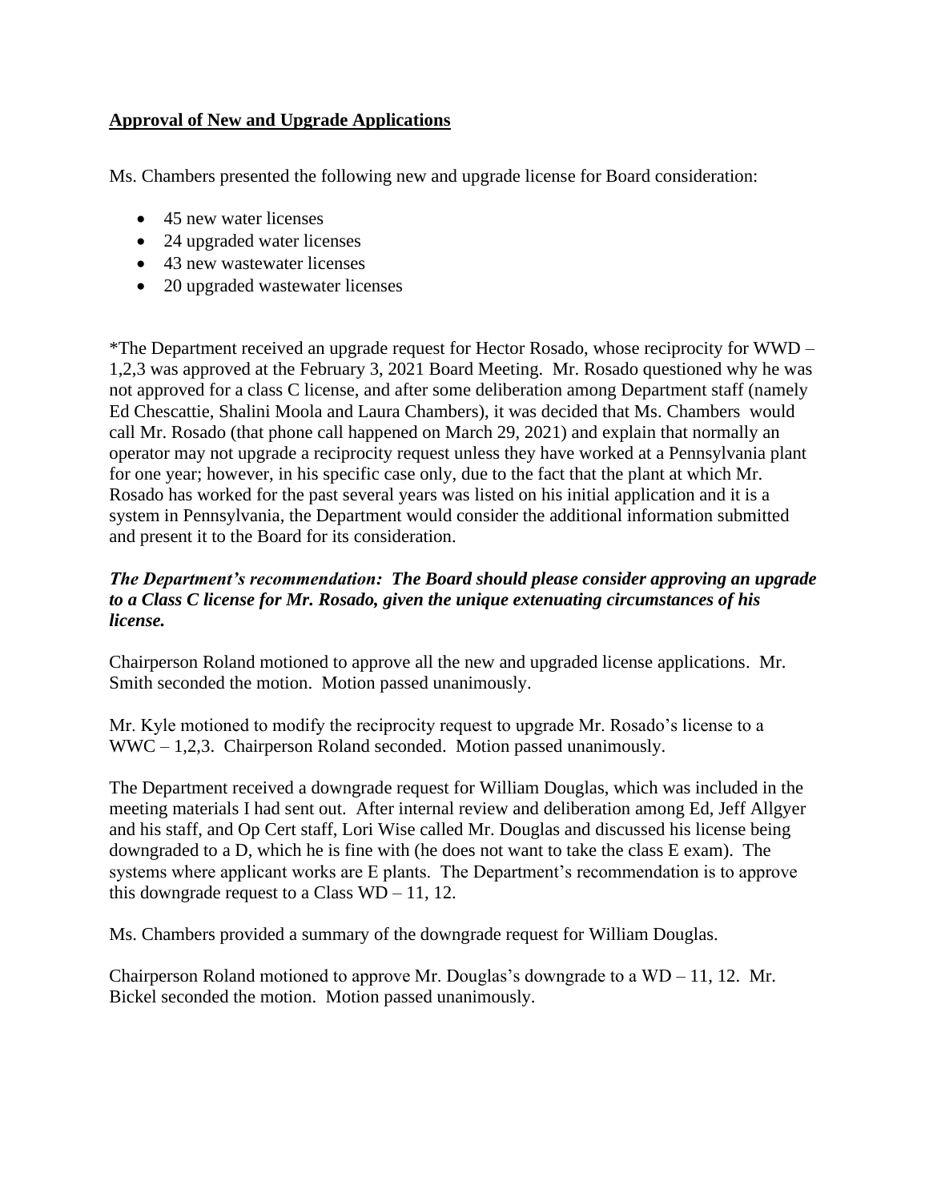**Approval of New and Upgrade Applications**

Ms. Chambers presented the following new and upgrade license for Board consideration:

- 45 new water licenses
- 24 upgraded water licenses
- 43 new wastewater licenses
- 20 upgraded wastewater licenses

*The Department received an upgrade request for Hector Rosado, whose reciprocity for WWD – 1,2,3 was approved at the February 3, 2021 Board Meeting. Mr. Rosado questioned why he was not approved for a class C license, and after some deliberation among Department staff (namely Ed Chescattie, Shalini Moola and Laura Chambers), it was decided that Ms. Chambers would call Mr. Rosado (that phone call happened on March 29, 2021) and explain that normally an operator may not upgrade a reciprocity request unless they have worked at a Pennsylvania plant for one year; however, in his specific case only, due to the fact that the plant at which Mr. Rosado has worked for the past several years was listed on his initial application and it is a system in Pennsylvania, the Department would consider the additional information submitted and present it to the Board for its consideration.

***The Department's recommendation: The Board should please consider approving an upgrade to a Class C license for Mr. Rosado, given the unique extenuating circumstances of his license.***

Chairperson Roland motioned to approve all the new and upgraded license applications. Mr. Smith seconded the motion. Motion passed unanimously.

Mr. Kyle motioned to modify the reciprocity request to upgrade Mr. Rosado's license to a WWC – 1,2,3. Chairperson Roland seconded. Motion passed unanimously.

The Department received a downgrade request for William Douglas, which was included in the meeting materials I had sent out. After internal review and deliberation among Ed, Jeff Allgyer and his staff, and Op Cert staff, Lori Wise called Mr. Douglas and discussed his license being downgraded to a D, which he is fine with (he does not want to take the class E exam). The systems where applicant works are E plants. The Department's recommendation is to approve this downgrade request to a Class WD – 11, 12.

Ms. Chambers provided a summary of the downgrade request for William Douglas.

Chairperson Roland motioned to approve Mr. Douglas's downgrade to a WD – 11, 12. Mr. Bickel seconded the motion. Motion passed unanimously.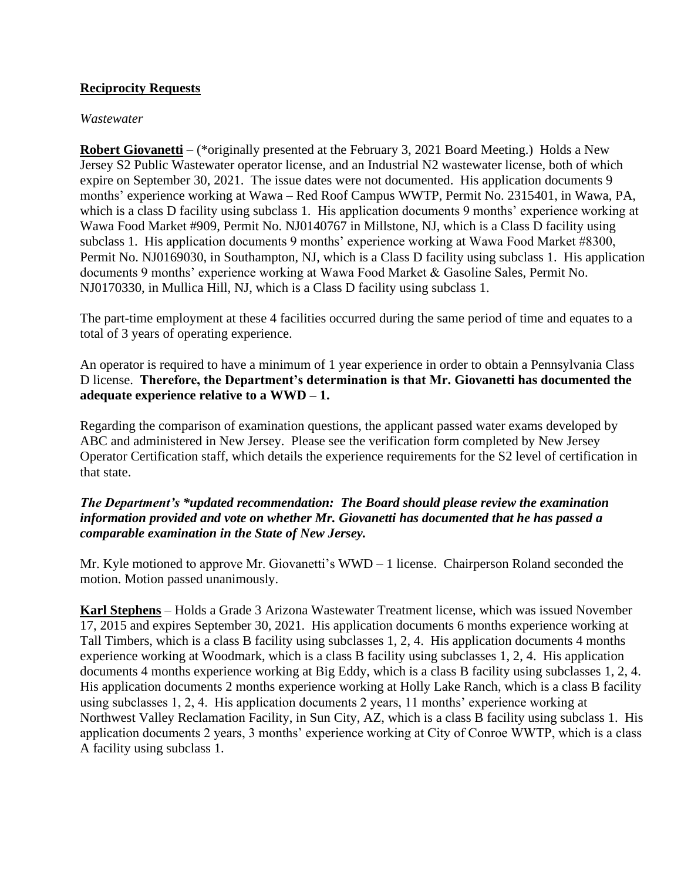## Reciprocity Requests

*Wastewater*

**Robert Giovanetti** – (*originally presented at the February 3, 2021 Board Meeting.) Holds a New Jersey S2 Public Wastewater operator license, and an Industrial N2 wastewater license, both of which expire on September 30, 2021. The issue dates were not documented. His application documents 9 months' experience working at Wawa – Red Roof Campus WWTP, Permit No. 2315401, in Wawa, PA, which is a class D facility using subclass 1. His application documents 9 months' experience working at Wawa Food Market #909, Permit No. NJ0140767 in Millstone, NJ, which is a Class D facility using subclass 1. His application documents 9 months' experience working at Wawa Food Market #8300, Permit No. NJ0169030, in Southampton, NJ, which is a Class D facility using subclass 1. His application documents 9 months' experience working at Wawa Food Market & Gasoline Sales, Permit No. NJ0170330, in Mullica Hill, NJ, which is a Class D facility using subclass 1.

The part-time employment at these 4 facilities occurred during the same period of time and equates to a total of 3 years of operating experience.

An operator is required to have a minimum of 1 year experience in order to obtain a Pennsylvania Class D license. **Therefore, the Department's determination is that Mr. Giovanetti has documented the adequate experience relative to a WWD – 1.**

Regarding the comparison of examination questions, the applicant passed water exams developed by ABC and administered in New Jersey. Please see the verification form completed by New Jersey Operator Certification staff, which details the experience requirements for the S2 level of certification in that state.

***The Department's *updated recommendation: The Board should please review the examination information provided and vote on whether Mr. Giovanetti has documented that he has passed a comparable examination in the State of New Jersey.***

Mr. Kyle motioned to approve Mr. Giovanetti's WWD – 1 license. Chairperson Roland seconded the motion. Motion passed unanimously.

**Karl Stephens** – Holds a Grade 3 Arizona Wastewater Treatment license, which was issued November 17, 2015 and expires September 30, 2021. His application documents 6 months experience working at Tall Timbers, which is a class B facility using subclasses 1, 2, 4. His application documents 4 months experience working at Woodmark, which is a class B facility using subclasses 1, 2, 4. His application documents 4 months experience working at Big Eddy, which is a class B facility using subclasses 1, 2, 4. His application documents 2 months experience working at Holly Lake Ranch, which is a class B facility using subclasses 1, 2, 4. His application documents 2 years, 11 months' experience working at Northwest Valley Reclamation Facility, in Sun City, AZ, which is a class B facility using subclass 1. His application documents 2 years, 3 months' experience working at City of Conroe WWTP, which is a class A facility using subclass 1.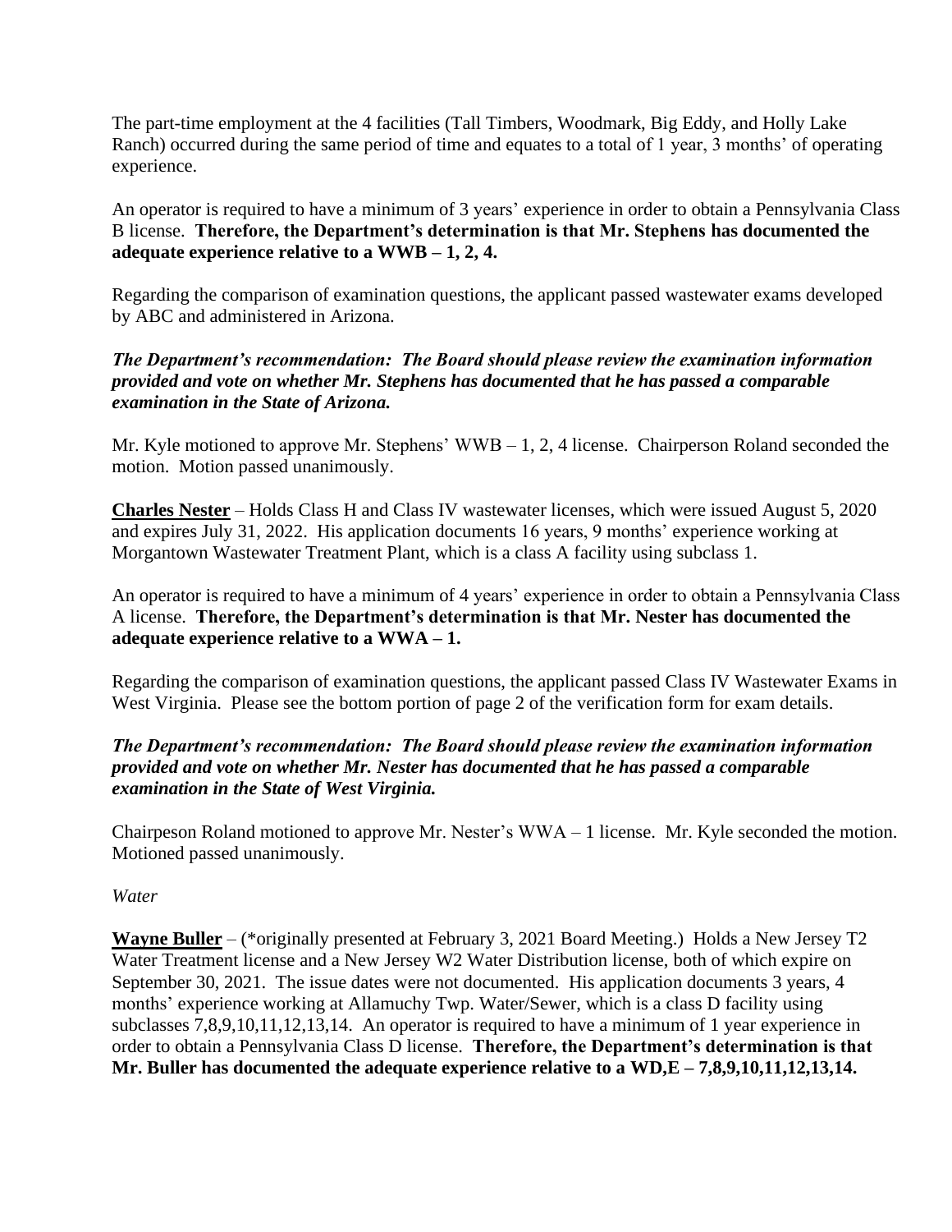The part-time employment at the 4 facilities (Tall Timbers, Woodmark, Big Eddy, and Holly Lake Ranch) occurred during the same period of time and equates to a total of 1 year, 3 months' of operating experience.

An operator is required to have a minimum of 3 years' experience in order to obtain a Pennsylvania Class B license. **Therefore, the Department's determination is that Mr. Stephens has documented the adequate experience relative to a WWB – 1, 2, 4.**

Regarding the comparison of examination questions, the applicant passed wastewater exams developed by ABC and administered in Arizona.

***The Department's recommendation: The Board should please review the examination information provided and vote on whether Mr. Stephens has documented that he has passed a comparable examination in the State of Arizona.***

Mr. Kyle motioned to approve Mr. Stephens' WWB – 1, 2, 4 license. Chairperson Roland seconded the motion. Motion passed unanimously.

**Charles Nester** – Holds Class H and Class IV wastewater licenses, which were issued August 5, 2020 and expires July 31, 2022. His application documents 16 years, 9 months' experience working at Morgantown Wastewater Treatment Plant, which is a class A facility using subclass 1.

An operator is required to have a minimum of 4 years' experience in order to obtain a Pennsylvania Class A license. **Therefore, the Department's determination is that Mr. Nester has documented the adequate experience relative to a WWA – 1.**

Regarding the comparison of examination questions, the applicant passed Class IV Wastewater Exams in West Virginia. Please see the bottom portion of page 2 of the verification form for exam details.

***The Department's recommendation: The Board should please review the examination information provided and vote on whether Mr. Nester has documented that he has passed a comparable examination in the State of West Virginia.***

Chairpeson Roland motioned to approve Mr. Nester's WWA – 1 license. Mr. Kyle seconded the motion. Motioned passed unanimously.

*Water*

**Wayne Buller** – (*originally presented at February 3, 2021 Board Meeting.) Holds a New Jersey T2 Water Treatment license and a New Jersey W2 Water Distribution license, both of which expire on September 30, 2021. The issue dates were not documented. His application documents 3 years, 4 months' experience working at Allamuchy Twp. Water/Sewer, which is a class D facility using subclasses 7,8,9,10,11,12,13,14. An operator is required to have a minimum of 1 year experience in order to obtain a Pennsylvania Class D license. **Therefore, the Department's determination is that Mr. Buller has documented the adequate experience relative to a WD,E – 7,8,9,10,11,12,13,14.**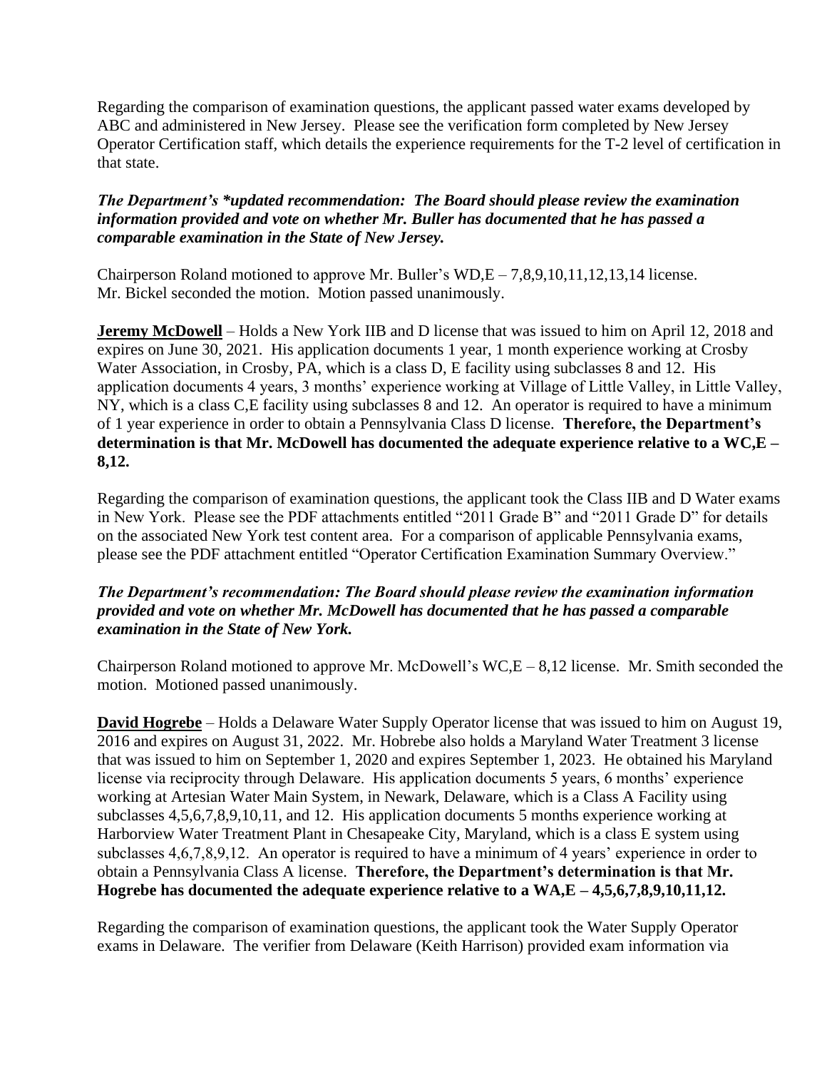Regarding the comparison of examination questions, the applicant passed water exams developed by ABC and administered in New Jersey. Please see the verification form completed by New Jersey Operator Certification staff, which details the experience requirements for the T-2 level of certification in that state.

***The Department's *updated recommendation: The Board should please review the examination information provided and vote on whether Mr. Buller has documented that he has passed a comparable examination in the State of New Jersey.***

Chairperson Roland motioned to approve Mr. Buller's WD,E – 7,8,9,10,11,12,13,14 license. Mr. Bickel seconded the motion. Motion passed unanimously.

**Jeremy McDowell** – Holds a New York IIB and D license that was issued to him on April 12, 2018 and expires on June 30, 2021. His application documents 1 year, 1 month experience working at Crosby Water Association, in Crosby, PA, which is a class D, E facility using subclasses 8 and 12. His application documents 4 years, 3 months' experience working at Village of Little Valley, in Little Valley, NY, which is a class C,E facility using subclasses 8 and 12. An operator is required to have a minimum of 1 year experience in order to obtain a Pennsylvania Class D license. **Therefore, the Department's determination is that Mr. McDowell has documented the adequate experience relative to a WC,E – 8,12.**

Regarding the comparison of examination questions, the applicant took the Class IIB and D Water exams in New York. Please see the PDF attachments entitled "2011 Grade B" and "2011 Grade D" for details on the associated New York test content area. For a comparison of applicable Pennsylvania exams, please see the PDF attachment entitled "Operator Certification Examination Summary Overview."

***The Department's recommendation: The Board should please review the examination information provided and vote on whether Mr. McDowell has documented that he has passed a comparable examination in the State of New York.***

Chairperson Roland motioned to approve Mr. McDowell's WC,E – 8,12 license. Mr. Smith seconded the motion. Motioned passed unanimously.

**David Hogrebe** – Holds a Delaware Water Supply Operator license that was issued to him on August 19, 2016 and expires on August 31, 2022. Mr. Hobrebe also holds a Maryland Water Treatment 3 license that was issued to him on September 1, 2020 and expires September 1, 2023. He obtained his Maryland license via reciprocity through Delaware. His application documents 5 years, 6 months' experience working at Artesian Water Main System, in Newark, Delaware, which is a Class A Facility using subclasses 4,5,6,7,8,9,10,11, and 12. His application documents 5 months experience working at Harborview Water Treatment Plant in Chesapeake City, Maryland, which is a class E system using subclasses 4,6,7,8,9,12. An operator is required to have a minimum of 4 years' experience in order to obtain a Pennsylvania Class A license. **Therefore, the Department's determination is that Mr. Hogrebe has documented the adequate experience relative to a WA,E – 4,5,6,7,8,9,10,11,12.**

Regarding the comparison of examination questions, the applicant took the Water Supply Operator exams in Delaware. The verifier from Delaware (Keith Harrison) provided exam information via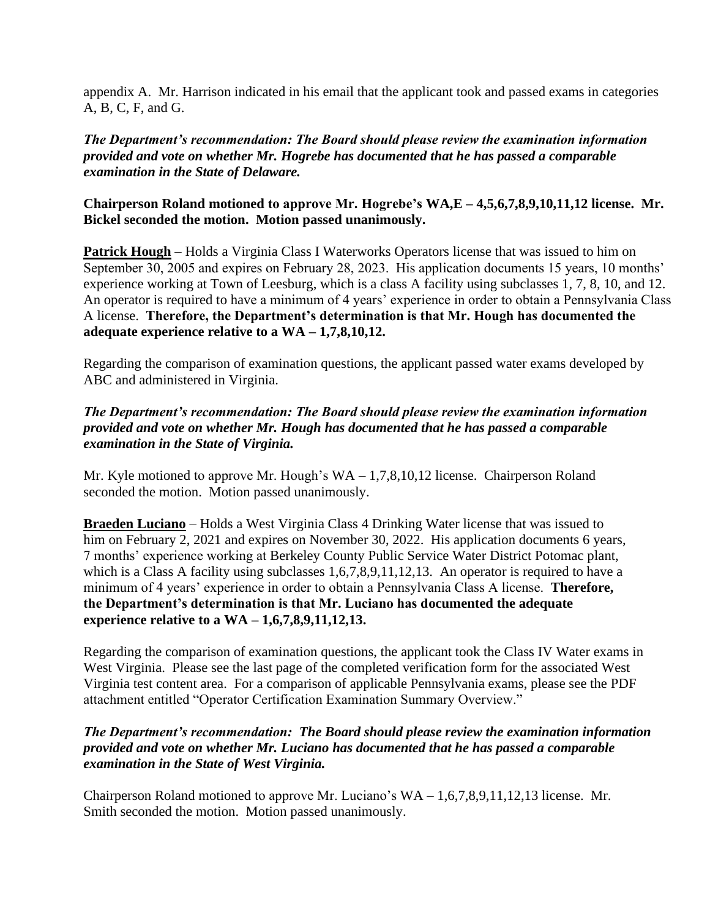appendix A. Mr. Harrison indicated in his email that the applicant took and passed exams in categories A, B, C, F, and G.

***The Department's recommendation: The Board should please review the examination information provided and vote on whether Mr. Hogrebe has documented that he has passed a comparable examination in the State of Delaware.***

**Chairperson Roland motioned to approve Mr. Hogrebe's WA,E – 4,5,6,7,8,9,10,11,12 license. Mr. Bickel seconded the motion. Motion passed unanimously.**

**Patrick Hough** – Holds a Virginia Class I Waterworks Operators license that was issued to him on September 30, 2005 and expires on February 28, 2023. His application documents 15 years, 10 months' experience working at Town of Leesburg, which is a class A facility using subclasses 1, 7, 8, 10, and 12. An operator is required to have a minimum of 4 years' experience in order to obtain a Pennsylvania Class A license. **Therefore, the Department's determination is that Mr. Hough has documented the adequate experience relative to a WA – 1,7,8,10,12.**

Regarding the comparison of examination questions, the applicant passed water exams developed by ABC and administered in Virginia.

***The Department's recommendation: The Board should please review the examination information provided and vote on whether Mr. Hough has documented that he has passed a comparable examination in the State of Virginia.***

Mr. Kyle motioned to approve Mr. Hough's WA – 1,7,8,10,12 license. Chairperson Roland seconded the motion. Motion passed unanimously.

**Braeden Luciano** – Holds a West Virginia Class 4 Drinking Water license that was issued to him on February 2, 2021 and expires on November 30, 2022. His application documents 6 years, 7 months' experience working at Berkeley County Public Service Water District Potomac plant, which is a Class A facility using subclasses 1,6,7,8,9,11,12,13. An operator is required to have a minimum of 4 years' experience in order to obtain a Pennsylvania Class A license. **Therefore, the Department's determination is that Mr. Luciano has documented the adequate experience relative to a WA – 1,6,7,8,9,11,12,13.**

Regarding the comparison of examination questions, the applicant took the Class IV Water exams in West Virginia. Please see the last page of the completed verification form for the associated West Virginia test content area. For a comparison of applicable Pennsylvania exams, please see the PDF attachment entitled "Operator Certification Examination Summary Overview."

***The Department's recommendation: The Board should please review the examination information provided and vote on whether Mr. Luciano has documented that he has passed a comparable examination in the State of West Virginia.***

Chairperson Roland motioned to approve Mr. Luciano's WA – 1,6,7,8,9,11,12,13 license. Mr. Smith seconded the motion. Motion passed unanimously.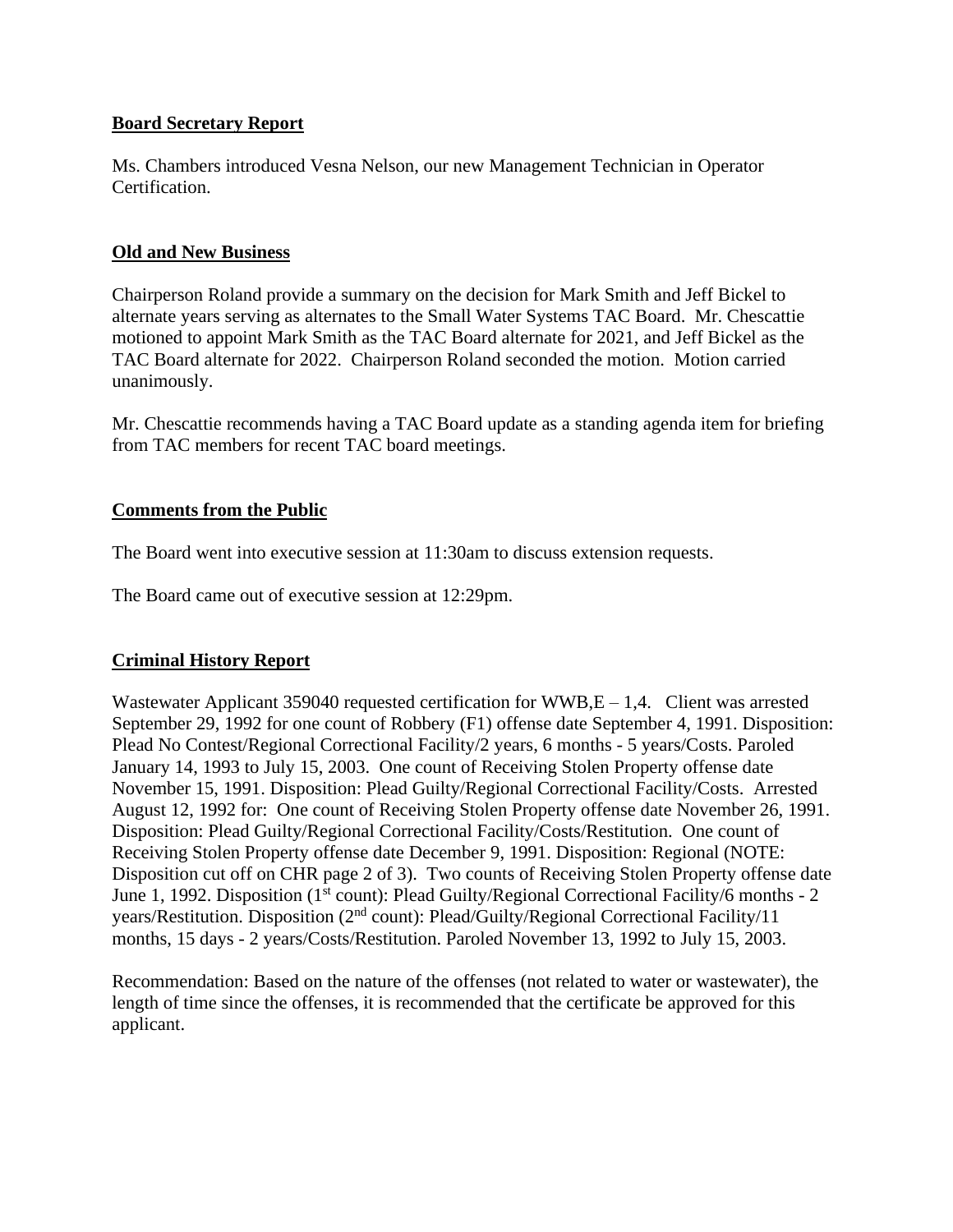**Board Secretary Report**

Ms. Chambers introduced Vesna Nelson, our new Management Technician in Operator Certification.

**Old and New Business**

Chairperson Roland provide a summary on the decision for Mark Smith and Jeff Bickel to alternate years serving as alternates to the Small Water Systems TAC Board. Mr. Chescattie motioned to appoint Mark Smith as the TAC Board alternate for 2021, and Jeff Bickel as the TAC Board alternate for 2022. Chairperson Roland seconded the motion. Motion carried unanimously.

Mr. Chescattie recommends having a TAC Board update as a standing agenda item for briefing from TAC members for recent TAC board meetings.

**Comments from the Public**

The Board went into executive session at 11:30am to discuss extension requests.

The Board came out of executive session at 12:29pm.

**Criminal History Report**

Wastewater Applicant 359040 requested certification for WWB,E – 1,4. Client was arrested September 29, 1992 for one count of Robbery (F1) offense date September 4, 1991. Disposition: Plead No Contest/Regional Correctional Facility/2 years, 6 months - 5 years/Costs. Paroled January 14, 1993 to July 15, 2003. One count of Receiving Stolen Property offense date November 15, 1991. Disposition: Plead Guilty/Regional Correctional Facility/Costs. Arrested August 12, 1992 for: One count of Receiving Stolen Property offense date November 26, 1991. Disposition: Plead Guilty/Regional Correctional Facility/Costs/Restitution. One count of Receiving Stolen Property offense date December 9, 1991. Disposition: Regional (NOTE: Disposition cut off on CHR page 2 of 3). Two counts of Receiving Stolen Property offense date June 1, 1992. Disposition (1st count): Plead Guilty/Regional Correctional Facility/6 months - 2 years/Restitution. Disposition (2nd count): Plead/Guilty/Regional Correctional Facility/11 months, 15 days - 2 years/Costs/Restitution. Paroled November 13, 1992 to July 15, 2003.

Recommendation: Based on the nature of the offenses (not related to water or wastewater), the length of time since the offenses, it is recommended that the certificate be approved for this applicant.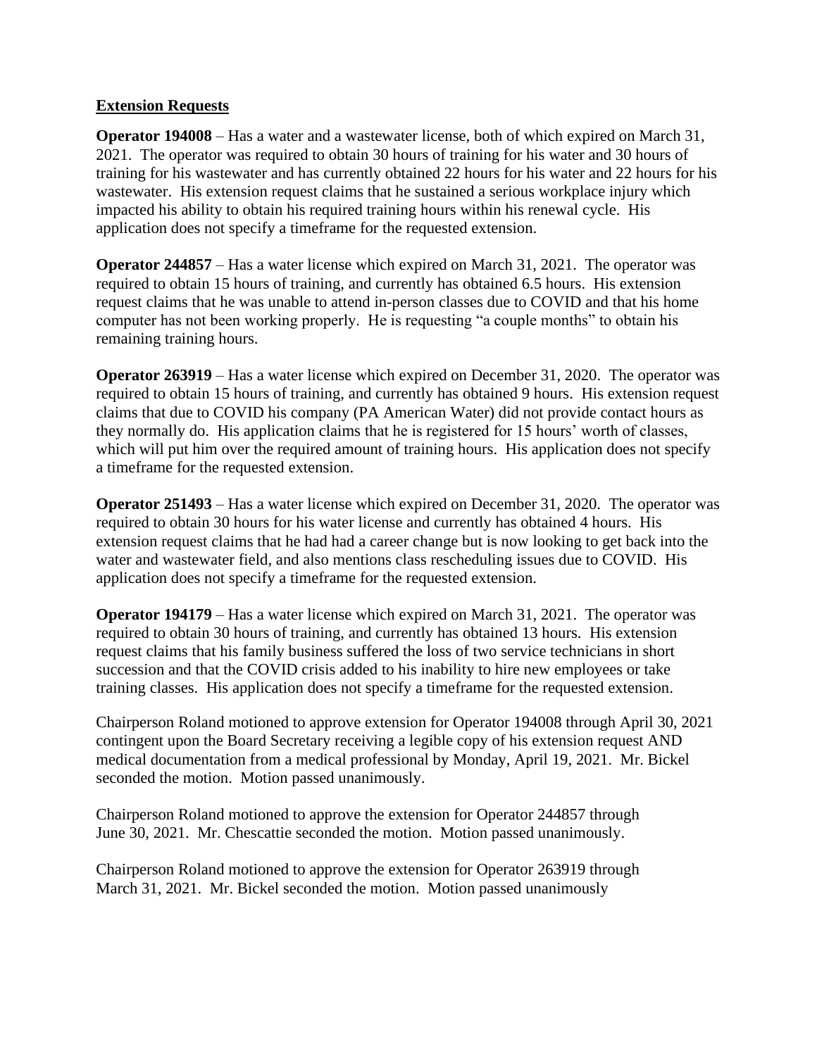**Extension Requests**

**Operator 194008** – Has a water and a wastewater license, both of which expired on March 31, 2021. The operator was required to obtain 30 hours of training for his water and 30 hours of training for his wastewater and has currently obtained 22 hours for his water and 22 hours for his wastewater. His extension request claims that he sustained a serious workplace injury which impacted his ability to obtain his required training hours within his renewal cycle. His application does not specify a timeframe for the requested extension.

**Operator 244857** – Has a water license which expired on March 31, 2021. The operator was required to obtain 15 hours of training, and currently has obtained 6.5 hours. His extension request claims that he was unable to attend in-person classes due to COVID and that his home computer has not been working properly. He is requesting "a couple months" to obtain his remaining training hours.

**Operator 263919** – Has a water license which expired on December 31, 2020. The operator was required to obtain 15 hours of training, and currently has obtained 9 hours. His extension request claims that due to COVID his company (PA American Water) did not provide contact hours as they normally do. His application claims that he is registered for 15 hours' worth of classes, which will put him over the required amount of training hours. His application does not specify a timeframe for the requested extension.

**Operator 251493** – Has a water license which expired on December 31, 2020. The operator was required to obtain 30 hours for his water license and currently has obtained 4 hours. His extension request claims that he had had a career change but is now looking to get back into the water and wastewater field, and also mentions class rescheduling issues due to COVID. His application does not specify a timeframe for the requested extension.

**Operator 194179** – Has a water license which expired on March 31, 2021. The operator was required to obtain 30 hours of training, and currently has obtained 13 hours. His extension request claims that his family business suffered the loss of two service technicians in short succession and that the COVID crisis added to his inability to hire new employees or take training classes. His application does not specify a timeframe for the requested extension.

Chairperson Roland motioned to approve extension for Operator 194008 through April 30, 2021 contingent upon the Board Secretary receiving a legible copy of his extension request AND medical documentation from a medical professional by Monday, April 19, 2021. Mr. Bickel seconded the motion. Motion passed unanimously.

Chairperson Roland motioned to approve the extension for Operator 244857 through June 30, 2021. Mr. Chescattie seconded the motion. Motion passed unanimously.

Chairperson Roland motioned to approve the extension for Operator 263919 through March 31, 2021. Mr. Bickel seconded the motion. Motion passed unanimously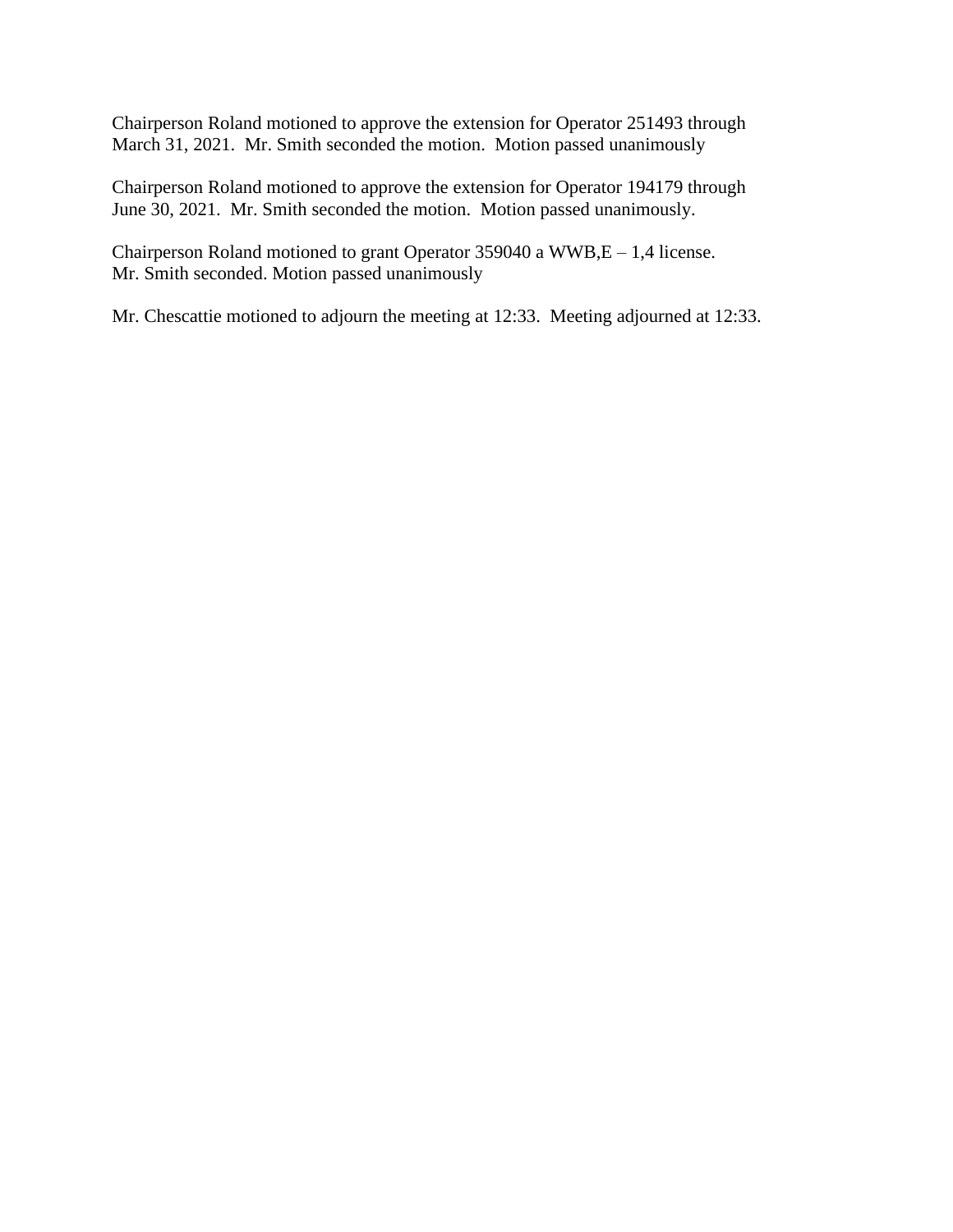Chairperson Roland motioned to approve the extension for Operator 251493 through March 31, 2021. Mr. Smith seconded the motion. Motion passed unanimously

Chairperson Roland motioned to approve the extension for Operator 194179 through June 30, 2021. Mr. Smith seconded the motion. Motion passed unanimously.

Chairperson Roland motioned to grant Operator 359040 a WWB,E – 1,4 license. Mr. Smith seconded. Motion passed unanimously

Mr. Chescattie motioned to adjourn the meeting at 12:33. Meeting adjourned at 12:33.